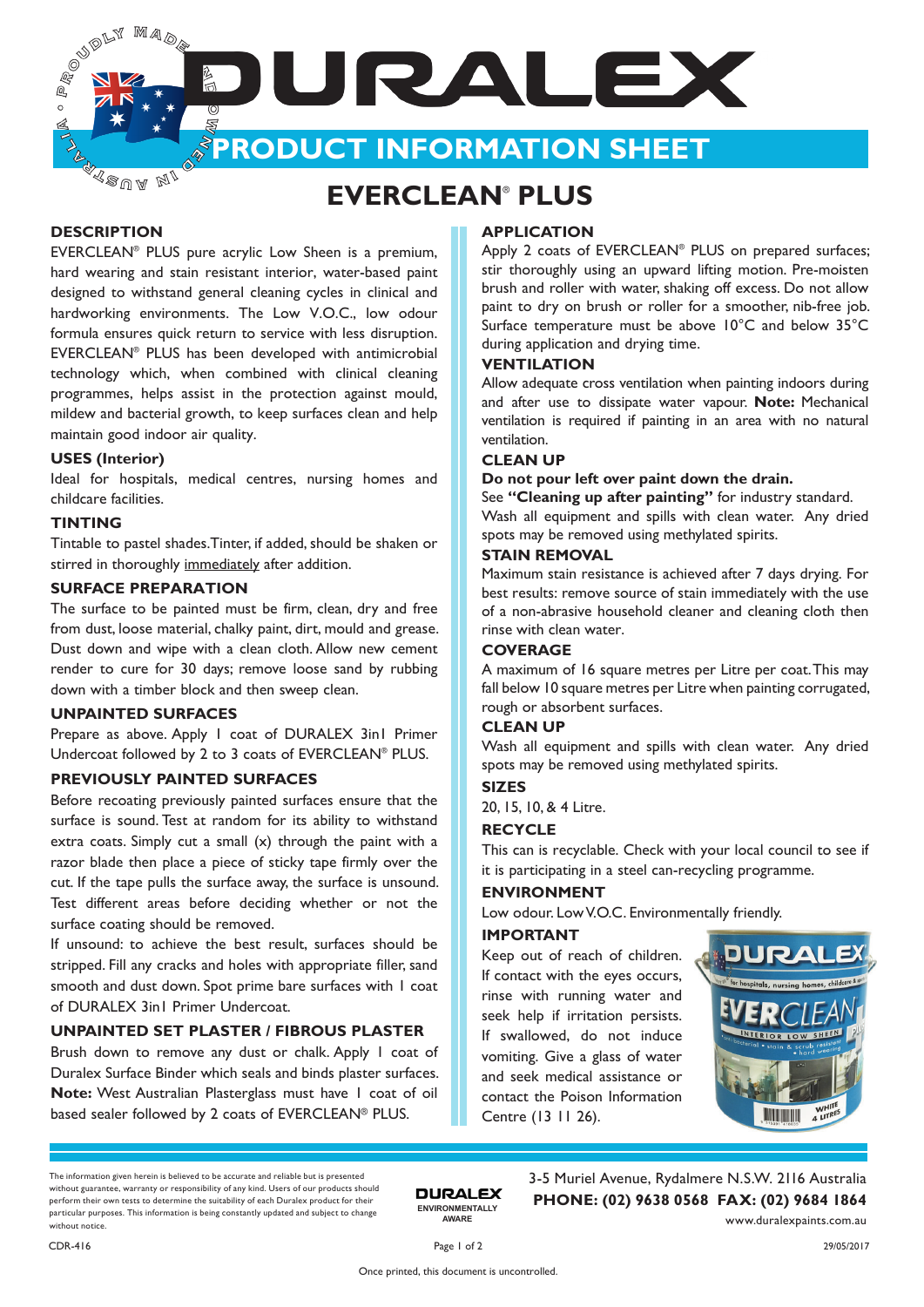# DURALEX

## PRODUCT INFORMATION SHEET

# EVERCLEAN® PLUS

### DESCRIPTION

EVERCLEAN® PLUS pure acrylic Low Sheen is a premium, hard wearing and stain resistant interior, water-based paint designed to withstand general cleaning cycles in clinical and hardworking environments. The Low V.O.C., low odour formula ensures quick return to service with less disruption. EVERCLEAN® PLUS has been developed with antimicrobial technology which, when combined with clinical cleaning programmes, helps assist in the protection against mould, mildew and bacterial growth, to keep surfaces clean and help maintain good indoor air quality.

### USES (Interior)

Ideal for hospitals, medical centres, nursing homes and childcare facilities.

### TINTING

Tintable to pastel shades. Tinter, if added, should be shaken or stirred in thoroughly immediately after addition.

### SURFACE PREPARATION

The surface to be painted must be firm, clean, dry and free from dust, loose material, chalky paint, dirt, mould and grease. Dust down and wipe with a clean cloth. Allow new cement render to cure for 30 days; remove loose sand by rubbing down with a timber block and then sweep clean.

### UNPAINTED SURFACES

Prepare as above. Apply 1 coat of DURALEX 3in1 Primer Undercoat followed by 2 to 3 coats of EVERCLEAN® PLUS.

### PREVIOUSLY PAINTED SURFACES

Before recoating previously painted surfaces ensure that the surface is sound. Test at random for its ability to withstand extra coats. Simply cut a small (x) through the paint with a razor blade then place a piece of sticky tape firmly over the cut. If the tape pulls the surface away, the surface is unsound. Test different areas before deciding whether or not the surface coating should be removed.

If unsound: to achieve the best result, surfaces should be stripped. Fill any cracks and holes with appropriate filler, sand smooth and dust down. Spot prime bare surfaces with 1 coat of DURALEX 3in1 Primer Undercoat.

### UNPAINTED SET PLASTER / FIBROUS PLASTER

Brush down to remove any dust or chalk. Apply 1 coat of Duralex Surface Binder which seals and binds plaster surfaces. **Note:** West Australian Plasterglass must have 1 coat of oil based sealer followed by 2 coats of EVERCLEAN® PLUS.

### APPLICATION

Apply 2 coats of EVERCLEAN® PLUS on prepared surfaces; stir thoroughly using an upward lifting motion. Pre-moisten brush and roller with water, shaking off excess. Do not allow paint to dry on brush or roller for a smoother, nib-free job. Surface temperature must be above 10°C and below 35°C during application and drying time.

### VENTILATION

Allow adequate cross ventilation when painting indoors during and after use to dissipate water vapour. **Note:** Mechanical ventilation is required if painting in an area with no natural ventilation.

### CLEAN UP

**Do not pour left over paint down the drain.**

See **"Cleaning up after painting"** for industry standard.

Wash all equipment and spills with clean water. Any dried spots may be removed using methylated spirits.

### STAIN REMOVAL

Maximum stain resistance is achieved after 7 days drying. For best results: remove source of stain immediately with the use of a non-abrasive household cleaner and cleaning cloth then rinse with clean water.

### COVERAGE

A maximum of 16 square metres per Litre per coat. This may fall below 10 square metres per Litre when painting corrugated, rough or absorbent surfaces.

### CLEAN UP

Wash all equipment and spills with clean water. Any dried spots may be removed using methylated spirits.

### SIZES

20, 15, 10, & 4 Litre.

### RECYCLE

This can is recyclable. Check with your local council to see if it is participating in a steel can-recycling programme.

### ENVIRONMENT

Low odour. Low V.O.C. Environmentally friendly.

### IMPORTANT

Keep out of reach of children. If contact with the eyes occurs, rinse with running water and seek help if irritation persists. If swallowed, do not induce vomiting. Give a glass of water and seek medical assistance or contact the Poison Information Centre (13 11 26).

---

The information given herein is believed to be accurate and reliable but is presented without guarantee, warranty or responsibility of any kind. Users of our products should perform their own tests to determine the suitability of each Duralex product for their particular purposes. This information is being constantly updated and subject to change without notice.

DURALEX ENVIRONMENTALLY AWARE

3-5 Muriel Avenue, Rydalmere N.S.W. 2116 Australia
**PHONE: (02) 9638 0568 FAX: (02) 9684 1864**
www.duralexpaints.com.au

CDR-416 29/05/2017

Once printed, this document is uncontrolled.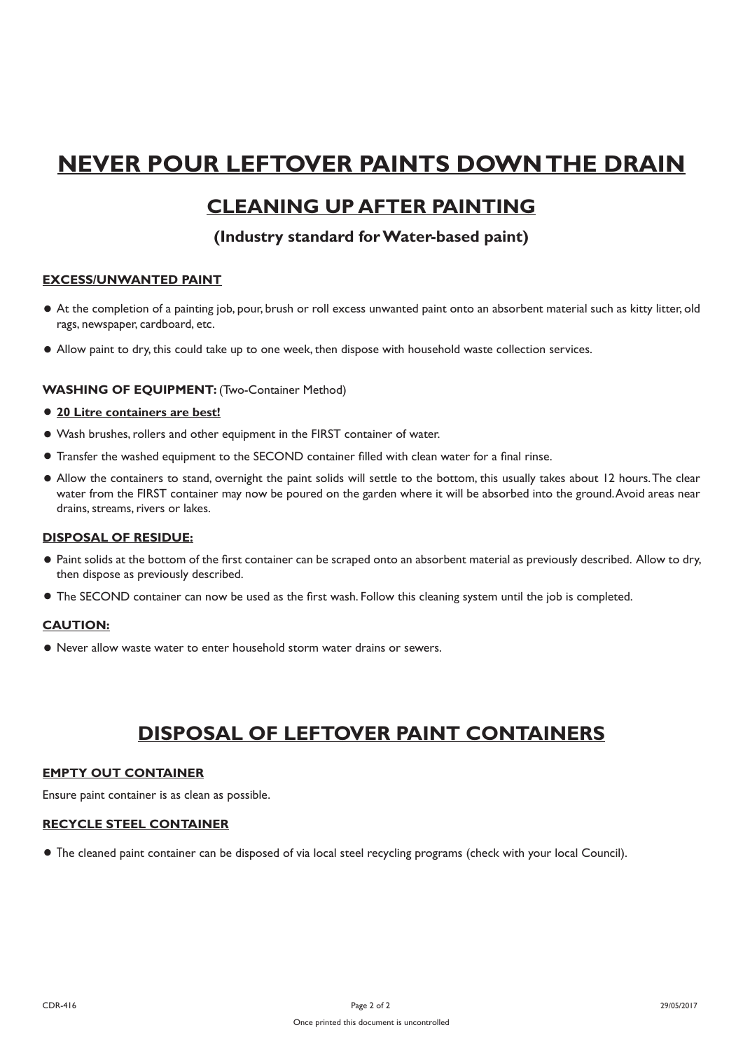# NEVER POUR LEFTOVER PAINTS DOWN THE DRAIN

## CLEANING UP AFTER PAINTING

### (Industry standard for Water-based paint)

**EXCESS/UNWANTED PAINT**

- At the completion of a painting job, pour, brush or roll excess unwanted paint onto an absorbent material such as kitty litter, old rags, newspaper, cardboard, etc.
- Allow paint to dry, this could take up to one week, then dispose with household waste collection services.

**WASHING OF EQUIPMENT:** (Two-Container Method)

- **20 Litre containers are best!**
- Wash brushes, rollers and other equipment in the FIRST container of water.
- Transfer the washed equipment to the SECOND container filled with clean water for a final rinse.
- Allow the containers to stand, overnight the paint solids will settle to the bottom, this usually takes about 12 hours. The clear water from the FIRST container may now be poured on the garden where it will be absorbed into the ground. Avoid areas near drains, streams, rivers or lakes.

**DISPOSAL OF RESIDUE:**

- Paint solids at the bottom of the first container can be scraped onto an absorbent material as previously described. Allow to dry, then dispose as previously described.
- The SECOND container can now be used as the first wash. Follow this cleaning system until the job is completed.

**CAUTION:**

- Never allow waste water to enter household storm water drains or sewers.

## DISPOSAL OF LEFTOVER PAINT CONTAINERS

**EMPTY OUT CONTAINER**

Ensure paint container is as clean as possible.

**RECYCLE STEEL CONTAINER**

- The cleaned paint container can be disposed of via local steel recycling programs (check with your local Council).

CDR-416 29/05/2017

Once printed this document is uncontrolled